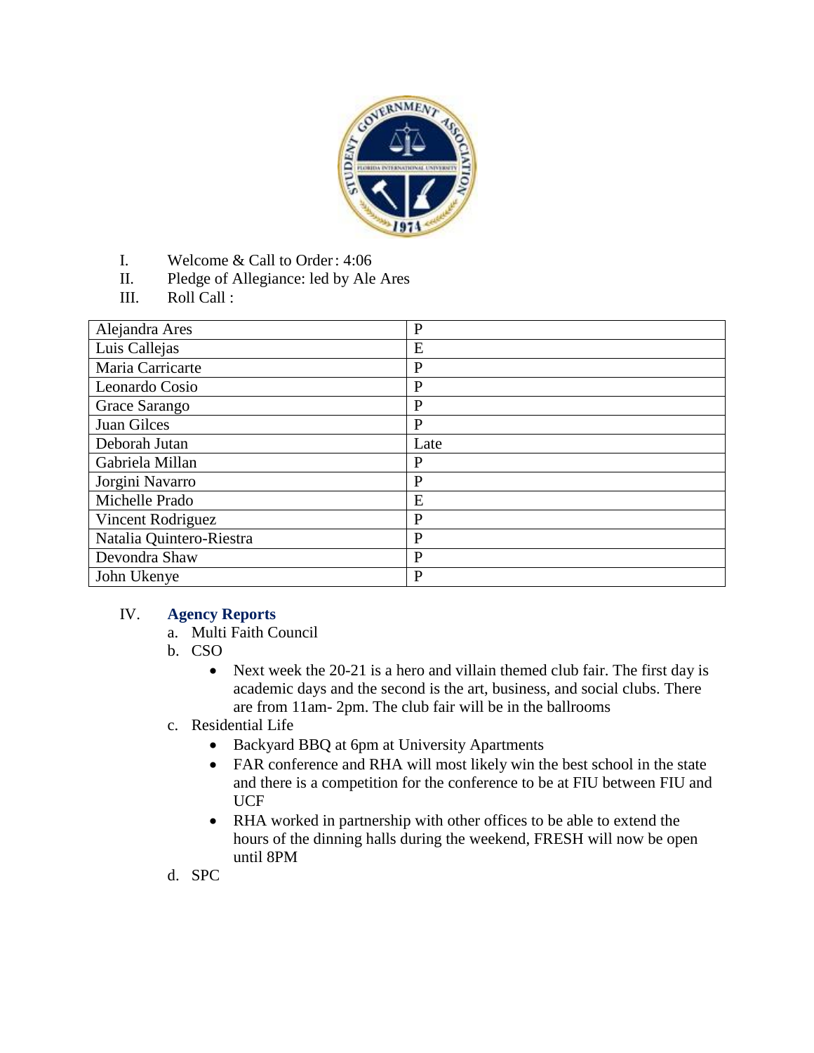I. Welcome & Call to Order: 4:06

II. Pledge of Allegiance: led by Ale Ares

III. Roll Call :

| | |
|---|---|
| Alejandra Ares | P |
| Luis Callejas | E |
| Maria Carricarte | P |
| Leonardo Cosio | P |
| Grace Sarango | P |
| Juan Gilces | P |
| Deborah Jutan | Late |
| Gabriela Millan | P |
| Jorgini Navarro | P |
| Michelle Prado | E |
| Vincent Rodriguez | P |
| Natalia Quintero-Riestra | P |
| Devondra Shaw | P |
| John Ukenye | P |

IV. **Agency Reports**

a. Multi Faith Council

b. CSO

- Next week the 20-21 is a hero and villain themed club fair. The first day is academic days and the second is the art, business, and social clubs. There are from 11am- 2pm. The club fair will be in the ballrooms

c. Residential Life

- Backyard BBQ at 6pm at University Apartments
- FAR conference and RHA will most likely win the best school in the state and there is a competition for the conference to be at FIU between FIU and UCF
- RHA worked in partnership with other offices to be able to extend the hours of the dinning halls during the weekend, FRESH will now be open until 8PM

d. SPC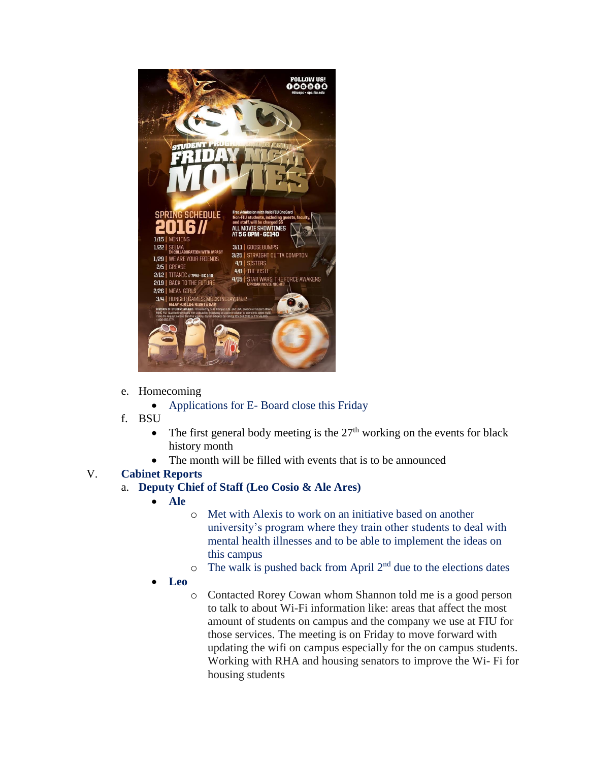e. Homecoming
   - Applications for E- Board close this Friday

f. BSU
   - The first general body meeting is the 27th working on the events for black history month
   - The month will be filled with events that is to be announced

V. **Cabinet Reports**

a. **Deputy Chief of Staff (Leo Cosio & Ale Ares)**

- **Ale**
  - Met with Alexis to work on an initiative based on another university's program where they train other students to deal with mental health illnesses and to be able to implement the ideas on this campus
  - The walk is pushed back from April 2nd due to the elections dates
- **Leo**
  - Contacted Rorey Cowan whom Shannon told me is a good person to talk to about Wi-Fi information like: areas that affect the most amount of students on campus and the company we use at FIU for those services. The meeting is on Friday to move forward with updating the wifi on campus especially for the on campus students. Working with RHA and housing senators to improve the Wi- Fi for housing students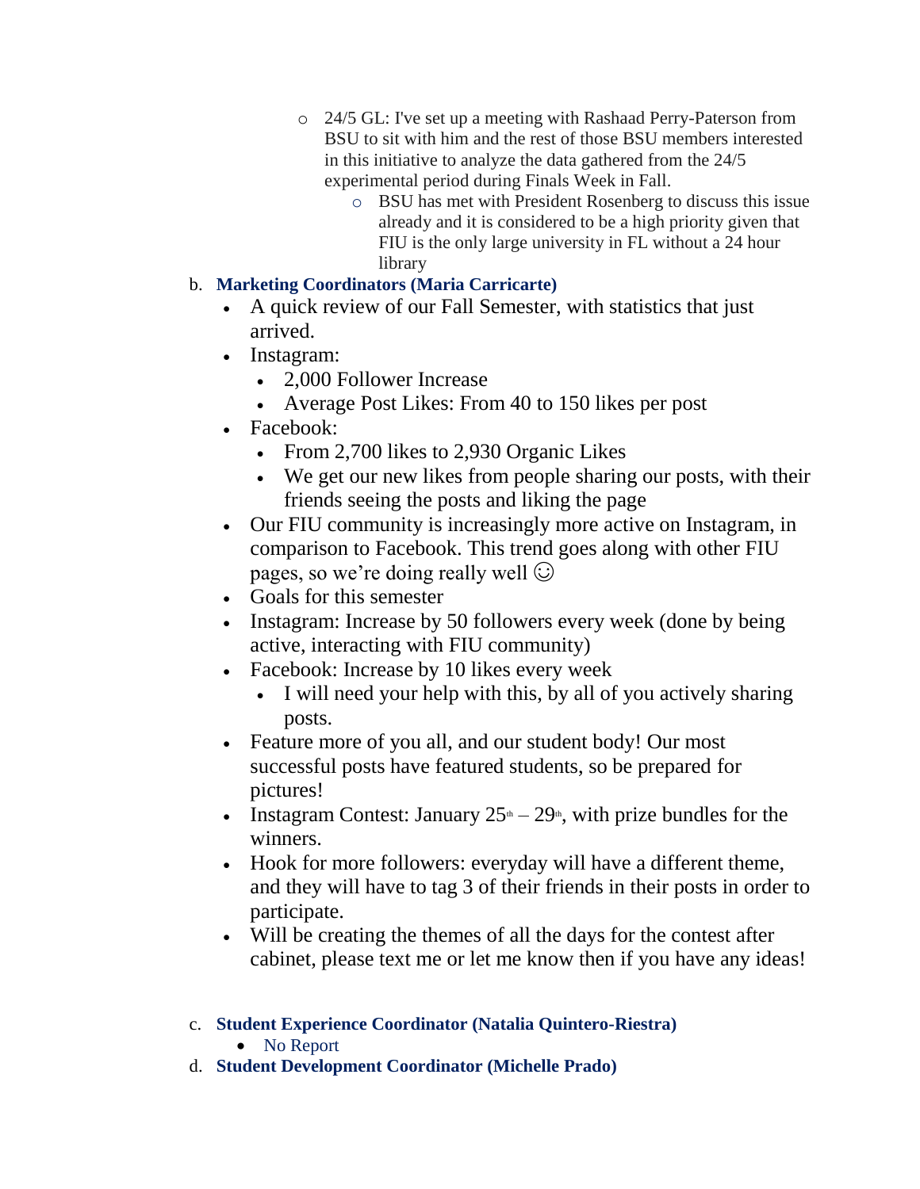- 24/5 GL: I've set up a meeting with Rashaad Perry-Paterson from BSU to sit with him and the rest of those BSU members interested in this initiative to analyze the data gathered from the 24/5 experimental period during Finals Week in Fall.
  - BSU has met with President Rosenberg to discuss this issue already and it is considered to be a high priority given that FIU is the only large university in FL without a 24 hour library

b. **Marketing Coordinators (Maria Carricarte)**

- A quick review of our Fall Semester, with statistics that just arrived.
- Instagram:
  - 2,000 Follower Increase
  - Average Post Likes: From 40 to 150 likes per post
- Facebook:
  - From 2,700 likes to 2,930 Organic Likes
  - We get our new likes from people sharing our posts, with their friends seeing the posts and liking the page
- Our FIU community is increasingly more active on Instagram, in comparison to Facebook. This trend goes along with other FIU pages, so we're doing really well ☺
- Goals for this semester
- Instagram: Increase by 50 followers every week (done by being active, interacting with FIU community)
- Facebook: Increase by 10 likes every week
  - I will need your help with this, by all of you actively sharing posts.
- Feature more of you all, and our student body! Our most successful posts have featured students, so be prepared for pictures!
- Instagram Contest: January 25th – 29th, with prize bundles for the winners.
- Hook for more followers: everyday will have a different theme, and they will have to tag 3 of their friends in their posts in order to participate.
- Will be creating the themes of all the days for the contest after cabinet, please text me or let me know then if you have any ideas!

c. **Student Experience Coordinator (Natalia Quintero-Riestra)**

- No Report

d. **Student Development Coordinator (Michelle Prado)**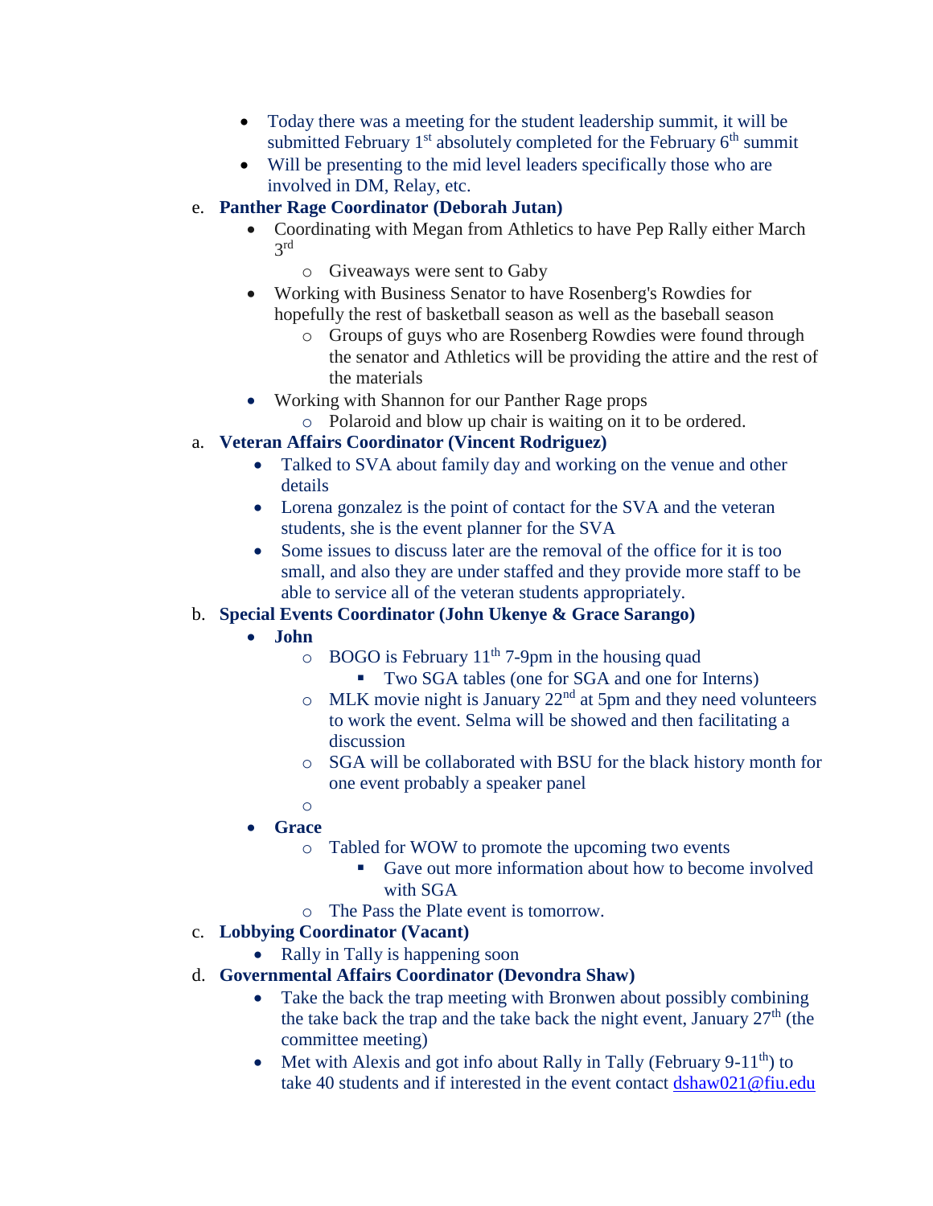- Today there was a meeting for the student leadership summit, it will be submitted February 1st absolutely completed for the February 6th summit
- Will be presenting to the mid level leaders specifically those who are involved in DM, Relay, etc.

e. **Panther Rage Coordinator (Deborah Jutan)**
   - Coordinating with Megan from Athletics to have Pep Rally either March 3rd
     - Giveaways were sent to Gaby
   - Working with Business Senator to have Rosenberg's Rowdies for hopefully the rest of basketball season as well as the baseball season
     - Groups of guys who are Rosenberg Rowdies were found through the senator and Athletics will be providing the attire and the rest of the materials
   - Working with Shannon for our Panther Rage props
     - Polaroid and blow up chair is waiting on it to be ordered.

a. **Veteran Affairs Coordinator (Vincent Rodriguez)**
   - Talked to SVA about family day and working on the venue and other details
   - Lorena gonzalez is the point of contact for the SVA and the veteran students, she is the event planner for the SVA
   - Some issues to discuss later are the removal of the office for it is too small, and also they are under staffed and they provide more staff to be able to service all of the veteran students appropriately.

b. **Special Events Coordinator (John Ukenye & Grace Sarango)**
   - **John**
     - BOGO is February 11th 7-9pm in the housing quad
       - Two SGA tables (one for SGA and one for Interns)
     - MLK movie night is January 22nd at 5pm and they need volunteers to work the event. Selma will be showed and then facilitating a discussion
     - SGA will be collaborated with BSU for the black history month for one event probably a speaker panel
     - 
   - **Grace**
     - Tabled for WOW to promote the upcoming two events
       - Gave out more information about how to become involved with SGA
     - The Pass the Plate event is tomorrow.

c. **Lobbying Coordinator (Vacant)**
   - Rally in Tally is happening soon

d. **Governmental Affairs Coordinator (Devondra Shaw)**
   - Take the back the trap meeting with Bronwen about possibly combining the take back the trap and the take back the night event, January 27th (the committee meeting)
   - Met with Alexis and got info about Rally in Tally (February 9-11th) to take 40 students and if interested in the event contact dshaw021@fiu.edu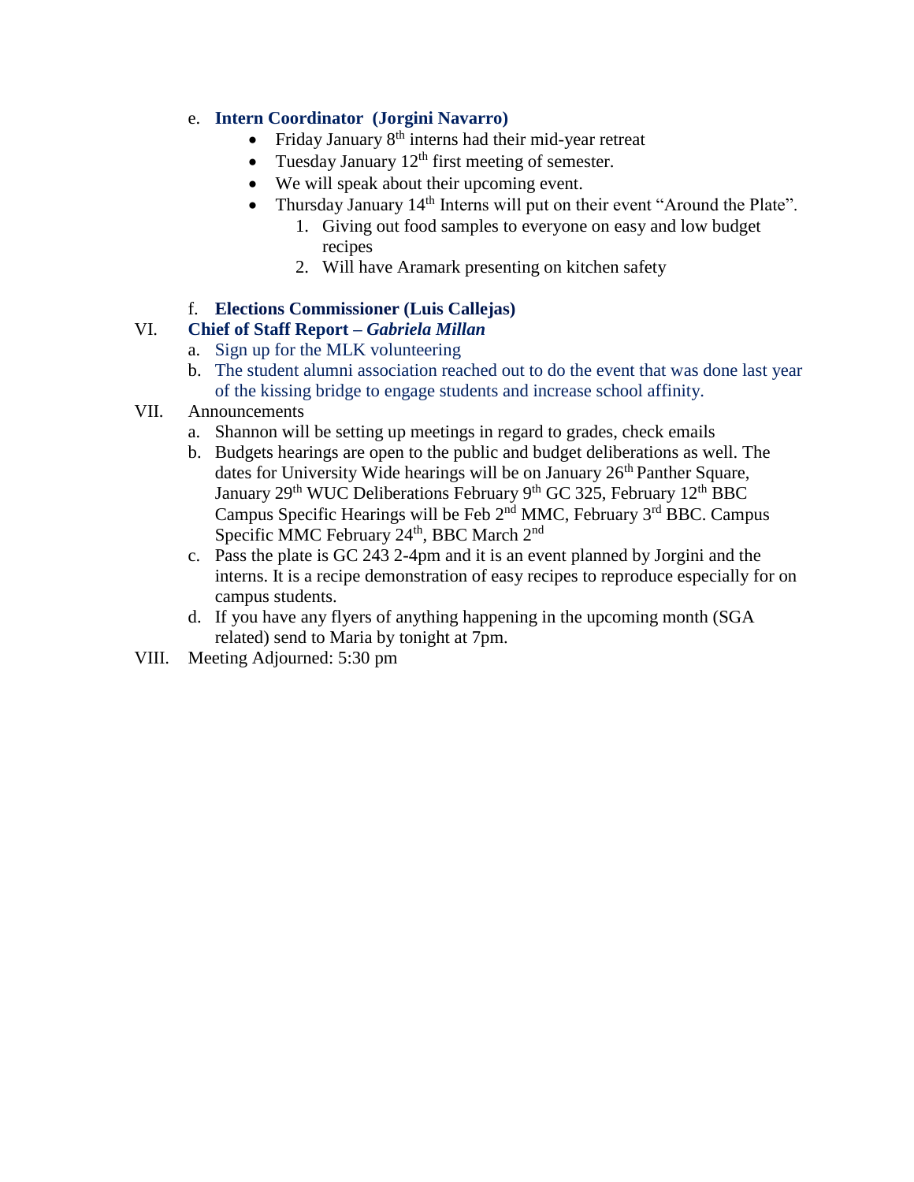e. **Intern Coordinator (Jorgini Navarro)**
   - Friday January 8th interns had their mid-year retreat
   - Tuesday January 12th first meeting of semester.
   - We will speak about their upcoming event.
   - Thursday January 14th Interns will put on their event "Around the Plate".
     1. Giving out food samples to everyone on easy and low budget recipes
     2. Will have Aramark presenting on kitchen safety

f. **Elections Commissioner (Luis Callejas)**

VI. **Chief of Staff Report –** ***Gabriela Millan***

   a. Sign up for the MLK volunteering
   b. The student alumni association reached out to do the event that was done last year of the kissing bridge to engage students and increase school affinity.

VII. Announcements

   a. Shannon will be setting up meetings in regard to grades, check emails
   b. Budgets hearings are open to the public and budget deliberations as well. The dates for University Wide hearings will be on January 26th Panther Square, January 29th WUC Deliberations February 9th GC 325, February 12th BBC Campus Specific Hearings will be Feb 2nd MMC, February 3rd BBC. Campus Specific MMC February 24th, BBC March 2nd
   c. Pass the plate is GC 243 2-4pm and it is an event planned by Jorgini and the interns. It is a recipe demonstration of easy recipes to reproduce especially for on campus students.
   d. If you have any flyers of anything happening in the upcoming month (SGA related) send to Maria by tonight at 7pm.

VIII. Meeting Adjourned: 5:30 pm